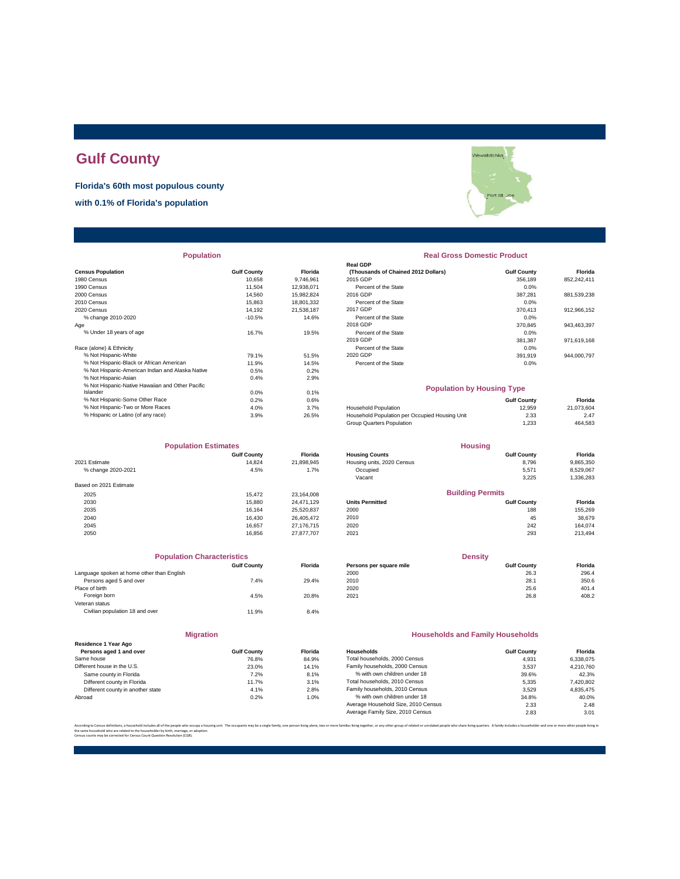# Gulf County

**Florida's 60th most populous county**

**with 0.1% of Florida's population**

## Population

| Census Population | Gulf County | Florida |
|---|---|---|
| 1980 Census | 10,658 | 9,746,961 |
| 1990 Census | 11,504 | 12,938,071 |
| 2000 Census | 14,560 | 15,982,824 |
| 2010 Census | 15,863 | 18,801,332 |
| 2020 Census | 14,192 | 21,538,187 |
| % change 2010-2020 | -10.5% | 14.6% |
| Age | | |
| % Under 18 years of age | 16.7% | 19.5% |
| Race (alone) & Ethnicity | | |
| % Not Hispanic-White | 79.1% | 51.5% |
| % Not Hispanic-Black or African American | 11.9% | 14.5% |
| % Not Hispanic-American Indian and Alaska Native | 0.5% | 0.2% |
| % Not Hispanic-Asian | 0.4% | 2.9% |
| % Not Hispanic-Native Hawaiian and Other Pacific Islander | 0.0% | 0.1% |
| % Not Hispanic-Some Other Race | 0.2% | 0.6% |
| % Not Hispanic-Two or More Races | 4.0% | 3.7% |
| % Hispanic or Latino (of any race) | 3.9% | 26.5% |

## Real Gross Domestic Product

| Real GDP (Thousands of Chained 2012 Dollars) | Gulf County | Florida |
|---|---|---|
| 2015 GDP | 356,189 | 852,242,411 |
| Percent of the State | 0.0% | |
| 2016 GDP | 387,281 | 881,539,238 |
| Percent of the State | 0.0% | |
| 2017 GDP | 370,413 | 912,966,152 |
| Percent of the State | 0.0% | |
| 2018 GDP | 370,845 | 943,463,397 |
| Percent of the State | 0.0% | |
| 2019 GDP | 381,387 | 971,619,168 |
| Percent of the State | 0.0% | |
| 2020 GDP | 391,919 | 944,000,797 |
| Percent of the State | 0.0% | |

## Population by Housing Type

| | Gulf County | Florida |
|---|---|---|
| Household Population | 12,959 | 21,073,604 |
| Household Population per Occupied Housing Unit | 2.33 | 2.47 |
| Group Quarters Population | 1,233 | 464,583 |

## Population Estimates

| | Gulf County | Florida |
|---|---|---|
| 2021 Estimate | 14,824 | 21,898,945 |
| % change 2020-2021 | 4.5% | 1.7% |
| Based on 2021 Estimate | | |
| 2025 | 15,472 | 23,164,008 |
| 2030 | 15,880 | 24,471,129 |
| 2035 | 16,164 | 25,520,837 |
| 2040 | 16,430 | 26,405,472 |
| 2045 | 16,657 | 27,176,715 |
| 2050 | 16,856 | 27,877,707 |

## Housing

| Housing Counts | Gulf County | Florida |
|---|---|---|
| Housing units, 2020 Census | 8,796 | 9,865,350 |
| Occupied | 5,571 | 8,529,067 |
| Vacant | 3,225 | 1,336,283 |

## Building Permits

| Units Permitted | Gulf County | Florida |
|---|---|---|
| 2000 | 188 | 155,269 |
| 2010 | 45 | 38,679 |
| 2020 | 242 | 164,074 |
| 2021 | 293 | 213,494 |

## Population Characteristics

| | Gulf County | Florida |
|---|---|---|
| Language spoken at home other than English | | |
| Persons aged 5 and over | 7.4% | 29.4% |
| Place of birth | | |
| Foreign born | 4.5% | 20.8% |
| Veteran status | | |
| Civilian population 18 and over | 11.9% | 8.4% |

## Density

| Persons per square mile | Gulf County | Florida |
|---|---|---|
| 2000 | 26.3 | 296.4 |
| 2010 | 28.1 | 350.6 |
| 2020 | 25.6 | 401.4 |
| 2021 | 26.8 | 408.2 |

## Migration

| Residence 1 Year Ago Persons aged 1 and over | Gulf County | Florida |
|---|---|---|
| Same house | 76.8% | 84.9% |
| Different house in the U.S. | 23.0% | 14.1% |
| Same county in Florida | 7.2% | 8.1% |
| Different county in Florida | 11.7% | 3.1% |
| Different county in another state | 4.1% | 2.8% |
| Abroad | 0.2% | 1.0% |

## Households and Family Households

| Households | Gulf County | Florida |
|---|---|---|
| Total households, 2000 Census | 4,931 | 6,338,075 |
| Family households, 2000 Census | 3,537 | 4,210,760 |
| % with own children under 18 | 39.6% | 42.3% |
| Total households, 2010 Census | 5,335 | 7,420,802 |
| Family households, 2010 Census | 3,529 | 4,835,475 |
| % with own children under 18 | 34.8% | 40.0% |
| Average Household Size, 2010 Census | 2.33 | 2.48 |
| Average Family Size, 2010 Census | 2.83 | 3.01 |

According to Census definitions, a household includes all of the people who occupy a housing unit. The occupants may be a single family, one person living alone, two or more families living together, or any other group of related or unrelated people who share living quarters. A family includes a householder and one or more other people living in the same household who are related to the householder by birth, marriage, or adoption.
Census counts may be corrected for Census Count Question Resolution (CQR).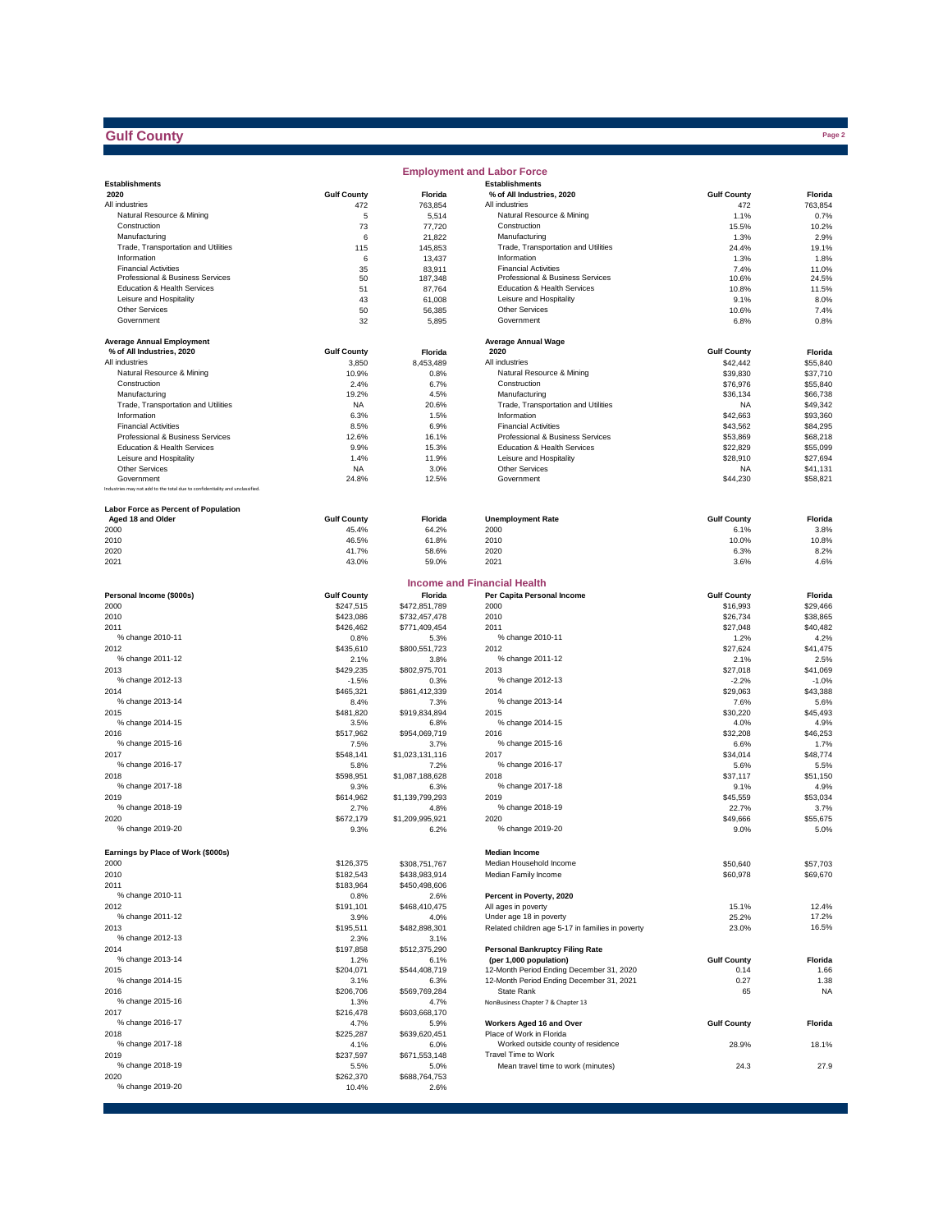# Gulf County

## Employment and Labor Force

| Establishments 2020 | Gulf County | Florida |
|---|---|---|
| All industries | 472 | 763,854 |
| Natural Resource & Mining | 5 | 5,514 |
| Construction | 73 | 77,720 |
| Manufacturing | 6 | 21,822 |
| Trade, Transportation and Utilities | 115 | 145,853 |
| Information | 6 | 13,437 |
| Financial Activities | 35 | 83,911 |
| Professional & Business Services | 50 | 187,348 |
| Education & Health Services | 51 | 87,764 |
| Leisure and Hospitality | 43 | 61,008 |
| Other Services | 50 | 56,385 |
| Government | 32 | 5,895 |

| Establishments % of All Industries, 2020 | Gulf County | Florida |
|---|---|---|
| All industries | 472 | 763,854 |
| Natural Resource & Mining | 1.1% | 0.7% |
| Construction | 15.5% | 10.2% |
| Manufacturing | 1.3% | 2.9% |
| Trade, Transportation and Utilities | 24.4% | 19.1% |
| Information | 1.3% | 1.8% |
| Financial Activities | 7.4% | 11.0% |
| Professional & Business Services | 10.6% | 24.5% |
| Education & Health Services | 10.8% | 11.5% |
| Leisure and Hospitality | 9.1% | 8.0% |
| Other Services | 10.6% | 7.4% |
| Government | 6.8% | 0.8% |

| Average Annual Employment % of All Industries, 2020 | Gulf County | Florida |
|---|---|---|
| All industries | 3,850 | 8,453,489 |
| Natural Resource & Mining | 10.9% | 0.8% |
| Construction | 2.4% | 6.7% |
| Manufacturing | 19.2% | 4.5% |
| Trade, Transportation and Utilities | NA | 20.6% |
| Information | 6.3% | 1.5% |
| Financial Activities | 8.5% | 6.9% |
| Professional & Business Services | 12.6% | 16.1% |
| Education & Health Services | 9.9% | 15.3% |
| Leisure and Hospitality | 1.4% | 11.9% |
| Other Services | NA | 3.0% |
| Government | 24.8% | 12.5% |

Industries may not add to the total due to confidentiality and unclassified.

| Average Annual Wage 2020 | Gulf County | Florida |
|---|---|---|
| All industries | $42,442 | $55,840 |
| Natural Resource & Mining | $39,830 | $37,710 |
| Construction | $76,976 | $55,840 |
| Manufacturing | $36,134 | $66,738 |
| Trade, Transportation and Utilities | NA | $49,342 |
| Information | $42,663 | $93,360 |
| Financial Activities | $43,562 | $84,295 |
| Professional & Business Services | $53,869 | $68,218 |
| Education & Health Services | $22,829 | $55,099 |
| Leisure and Hospitality | $28,910 | $27,694 |
| Other Services | NA | $41,131 |
| Government | $44,230 | $58,821 |

| Labor Force as Percent of Population Aged 18 and Older | Gulf County | Florida |
|---|---|---|
| 2000 | 45.4% | 64.2% |
| 2010 | 46.5% | 61.8% |
| 2020 | 41.7% | 58.6% |
| 2021 | 43.0% | 59.0% |

| Unemployment Rate | Gulf County | Florida |
|---|---|---|
| 2000 | 6.1% | 3.8% |
| 2010 | 10.0% | 10.8% |
| 2020 | 6.3% | 8.2% |
| 2021 | 3.6% | 4.6% |

## Income and Financial Health

| Personal Income ($000s) | Gulf County | Florida |
|---|---|---|
| 2000 | $247,515 | $472,851,789 |
| 2010 | $423,086 | $732,457,478 |
| 2011 | $426,462 | $771,409,454 |
| % change 2010-11 | 0.8% | 5.3% |
| 2012 | $435,610 | $800,551,723 |
| % change 2011-12 | 2.1% | 3.8% |
| 2013 | $429,235 | $802,975,701 |
| % change 2012-13 | -1.5% | 0.3% |
| 2014 | $465,321 | $861,412,339 |
| % change 2013-14 | 8.4% | 7.3% |
| 2015 | $481,820 | $919,834,894 |
| % change 2014-15 | 3.5% | 6.8% |
| 2016 | $517,962 | $954,069,719 |
| % change 2015-16 | 7.5% | 3.7% |
| 2017 | $548,141 | $1,023,131,116 |
| % change 2016-17 | 5.8% | 7.2% |
| 2018 | $598,951 | $1,087,188,628 |
| % change 2017-18 | 9.3% | 6.3% |
| 2019 | $614,962 | $1,139,799,293 |
| % change 2018-19 | 2.7% | 4.8% |
| 2020 | $672,179 | $1,209,995,921 |
| % change 2019-20 | 9.3% | 6.2% |

| Per Capita Personal Income | Gulf County | Florida |
|---|---|---|
| 2000 | $16,993 | $29,466 |
| 2010 | $26,734 | $38,865 |
| 2011 | $27,048 | $40,482 |
| % change 2010-11 | 1.2% | 4.2% |
| 2012 | $27,624 | $41,475 |
| % change 2011-12 | 2.1% | 2.5% |
| 2013 | $27,018 | $41,069 |
| % change 2012-13 | -2.2% | -1.0% |
| 2014 | $29,063 | $43,388 |
| % change 2013-14 | 7.6% | 5.6% |
| 2015 | $30,220 | $45,493 |
| % change 2014-15 | 4.0% | 4.9% |
| 2016 | $32,208 | $46,253 |
| % change 2015-16 | 6.6% | 1.7% |
| 2017 | $34,014 | $48,774 |
| % change 2016-17 | 5.6% | 5.5% |
| 2018 | $37,117 | $51,150 |
| % change 2017-18 | 9.1% | 4.9% |
| 2019 | $45,559 | $53,034 |
| % change 2018-19 | 22.7% | 3.7% |
| 2020 | $49,666 | $55,675 |
| % change 2019-20 | 9.0% | 5.0% |

| Earnings by Place of Work ($000s) | Gulf County | Florida |
|---|---|---|
| 2000 | $126,375 | $308,751,767 |
| 2010 | $182,543 | $438,983,914 |
| 2011 | $183,964 | $450,498,606 |
| % change 2010-11 | 0.8% | 2.6% |
| 2012 | $191,101 | $468,410,475 |
| % change 2011-12 | 3.9% | 4.0% |
| 2013 | $195,511 | $482,898,301 |
| % change 2012-13 | 2.3% | 3.1% |
| 2014 | $197,858 | $512,375,290 |
| % change 2013-14 | 1.2% | 6.1% |
| 2015 | $204,071 | $544,408,719 |
| % change 2014-15 | 3.1% | 6.3% |
| 2016 | $206,706 | $569,769,284 |
| % change 2015-16 | 1.3% | 4.7% |
| 2017 | $216,478 | $603,668,170 |
| % change 2016-17 | 4.7% | 5.9% |
| 2018 | $225,287 | $639,620,451 |
| % change 2017-18 | 4.1% | 6.0% |
| 2019 | $237,597 | $671,553,148 |
| % change 2018-19 | 5.5% | 5.0% |
| 2020 | $262,370 | $688,764,753 |
| % change 2019-20 | 10.4% | 2.6% |

| Median Income | Gulf County | Florida |
|---|---|---|
| Median Household Income | $50,640 | $57,703 |
| Median Family Income | $60,978 | $69,670 |

| Percent in Poverty, 2020 | Gulf County | Florida |
|---|---|---|
| All ages in poverty | 15.1% | 12.4% |
| Under age 18 in poverty | 25.2% | 17.2% |
| Related children age 5-17 in families in poverty | 23.0% | 16.5% |

| Personal Bankruptcy Filing Rate (per 1,000 population) | Gulf County | Florida |
|---|---|---|
| 12-Month Period Ending December 31, 2020 | 0.14 | 1.66 |
| 12-Month Period Ending December 31, 2021 | 0.27 | 1.38 |
| State Rank | 65 | NA |

NonBusiness Chapter 7 & Chapter 13

| Workers Aged 16 and Over | Gulf County | Florida |
|---|---|---|
| Place of Work in Florida | | |
| Worked outside county of residence | 28.9% | 18.1% |
| Travel Time to Work | | |
| Mean travel time to work (minutes) | 24.3 | 27.9 |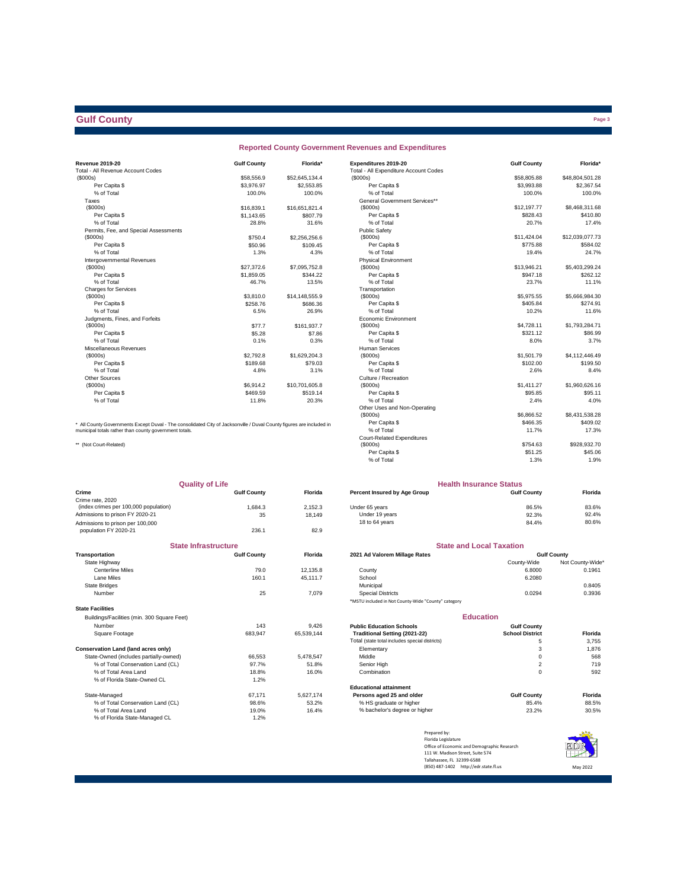# Gulf County

## Reported County Government Revenues and Expenditures

| Revenue 2019-20 | Gulf County | Florida* |
|---|---|---|
| Total - All Revenue Account Codes | | |
| ($000s) | $58,556.9 | $52,645,134.4 |
| Per Capita $ | $3,976.97 | $2,553.85 |
| % of Total | 100.0% | 100.0% |
| Taxes | | |
| ($000s) | $16,839.1 | $16,651,821.4 |
| Per Capita $ | $1,143.65 | $807.79 |
| % of Total | 28.8% | 31.6% |
| Permits, Fee, and Special Assessments | | |
| ($000s) | $750.4 | $2,256,256.6 |
| Per Capita $ | $50.96 | $109.45 |
| % of Total | 1.3% | 4.3% |
| Intergovernmental Revenues | | |
| ($000s) | $27,372.6 | $7,095,752.8 |
| Per Capita $ | $1,859.05 | $344.22 |
| % of Total | 46.7% | 13.5% |
| Charges for Services | | |
| ($000s) | $3,810.0 | $14,148,555.9 |
| Per Capita $ | $258.76 | $686.36 |
| % of Total | 6.5% | 26.9% |
| Judgments, Fines, and Forfeits | | |
| ($000s) | $77.7 | $161,937.7 |
| Per Capita $ | $5.28 | $7.86 |
| % of Total | 0.1% | 0.3% |
| Miscellaneous Revenues | | |
| ($000s) | $2,792.8 | $1,629,204.3 |
| Per Capita $ | $189.68 | $79.03 |
| % of Total | 4.8% | 3.1% |
| Other Sources | | |
| ($000s) | $6,914.2 | $10,701,605.8 |
| Per Capita $ | $469.59 | $519.14 |
| % of Total | 11.8% | 20.3% |

\* All County Governments Except Duval - The consolidated City of Jacksonville / Duval County figures are included in municipal totals rather than county government totals.

\*\* (Not Court-Related)

| Expenditures 2019-20 | Gulf County | Florida* |
|---|---|---|
| Total - All Expenditure Account Codes | | |
| ($000s) | $58,805.88 | $48,804,501.28 |
| Per Capita $ | $3,993.88 | $2,367.54 |
| % of Total | 100.0% | 100.0% |
| General Government Services** | | |
| ($000s) | $12,197.77 | $8,468,311.68 |
| Per Capita $ | $828.43 | $410.80 |
| % of Total | 20.7% | 17.4% |
| Public Safety | | |
| ($000s) | $11,424.04 | $12,039,077.73 |
| Per Capita $ | $775.88 | $584.02 |
| % of Total | 19.4% | 24.7% |
| Physical Environment | | |
| ($000s) | $13,946.21 | $5,403,299.24 |
| Per Capita $ | $947.18 | $262.12 |
| % of Total | 23.7% | 11.1% |
| Transportation | | |
| ($000s) | $5,975.55 | $5,666,984.30 |
| Per Capita $ | $405.84 | $274.91 |
| % of Total | 10.2% | 11.6% |
| Economic Environment | | |
| ($000s) | $4,728.11 | $1,793,284.71 |
| Per Capita $ | $321.12 | $86.99 |
| % of Total | 8.0% | 3.7% |
| Human Services | | |
| ($000s) | $1,501.79 | $4,112,446.49 |
| Per Capita $ | $102.00 | $199.50 |
| % of Total | 2.6% | 8.4% |
| Culture / Recreation | | |
| ($000s) | $1,411.27 | $1,960,626.16 |
| Per Capita $ | $95.85 | $95.11 |
| % of Total | 2.4% | 4.0% |
| Other Uses and Non-Operating | | |
| ($000s) | $6,866.52 | $8,431,538.28 |
| Per Capita $ | $466.35 | $409.02 |
| % of Total | 11.7% | 17.3% |
| Court-Related Expenditures | | |
| ($000s) | $754.63 | $928,932.70 |
| Per Capita $ | $51.25 | $45.06 |
| % of Total | 1.3% | 1.9% |

## Quality of Life

| Crime | Gulf County | Florida |
|---|---|---|
| Crime rate, 2020 (index crimes per 100,000 population) | 1,684.3 | 2,152.3 |
| Admissions to prison FY 2020-21 | 35 | 18,149 |
| Admissions to prison per 100,000 population FY 2020-21 | 236.1 | 82.9 |

## Health Insurance Status

| Percent Insured by Age Group | Gulf County | Florida |
|---|---|---|
| Under 65 years | 86.5% | 83.6% |
| Under 19 years | 92.3% | 92.4% |
| 18 to 64 years | 84.4% | 80.6% |

## State Infrastructure

| Transportation | Gulf County | Florida |
|---|---|---|
| State Highway | | |
| Centerline Miles | 79.0 | 12,135.8 |
| Lane Miles | 160.1 | 45,111.7 |
| State Bridges | | |
| Number | 25 | 7,079 |

| State Facilities | Gulf County | Florida |
|---|---|---|
| Buildings/Facilities (min. 300 Square Feet) | | |
| Number | 143 | 9,426 |
| Square Footage | 683,947 | 65,539,144 |

| Conservation Land (land acres only) | Gulf County | Florida |
|---|---|---|
| State-Owned (includes partially-owned) | 66,553 | 5,478,547 |
| % of Total Conservation Land (CL) | 97.7% | 51.8% |
| % of Total Area Land | 18.8% | 16.0% |
| % of Florida State-Owned CL | 1.2% | |
| State-Managed | 67,171 | 5,627,174 |
| % of Total Conservation Land (CL) | 98.6% | 53.2% |
| % of Total Area Land | 19.0% | 16.4% |
| % of Florida State-Managed CL | 1.2% | |

## State and Local Taxation

| 2021 Ad Valorem Millage Rates | Gulf County County-Wide | Gulf County Not County-Wide* |
|---|---|---|
| County | 6.8000 | 0.1961 |
| School | 6.2080 | |
| Municipal | | 0.8405 |
| Special Districts | 0.0294 | 0.3936 |

\*MSTU included in Not County-Wide "County" category

## Education

| Public Education Schools Traditional Setting (2021-22) | Gulf County School District | Florida |
|---|---|---|
| Total (state total includes special districts) | 5 | 3,755 |
| Elementary | 3 | 1,876 |
| Middle | 0 | 568 |
| Senior High | 2 | 719 |
| Combination | 0 | 592 |

| Educational attainment: Persons aged 25 and older | Gulf County | Florida |
|---|---|---|
| % HS graduate or higher | 85.4% | 88.5% |
| % bachelor's degree or higher | 23.2% | 30.5% |

Prepared by:
Florida Legislature
Office of Economic and Demographic Research
111 W. Madison Street, Suite 574
Tallahassee, FL 32399-6588
(850) 487-1402 http://edr.state.fl.us

May 2022